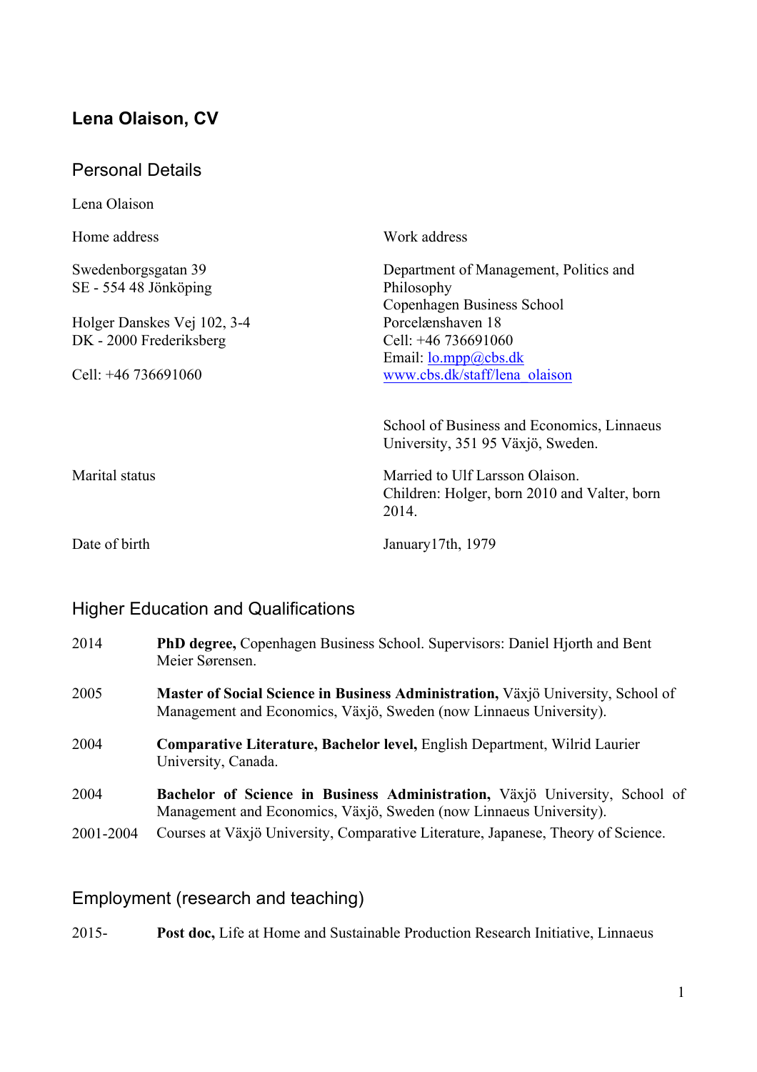# Lena Olaison, CV

## Personal Details

Lena Olaison

| Home address | Work address |
|---|---|
| Swedenborgsgatan 39<br>SE - 554 48 Jönköping<br><br>Holger Danskes Vej 102, 3-4<br>DK - 2000 Frederiksberg<br><br>Cell: +46 736691060 | Department of Management, Politics and Philosophy<br>Copenhagen Business School<br>Porcelænshaven 18<br>Cell: +46 736691060<br>Email: [lo.mpp@cbs.dk](mailto:lo.mpp@cbs.dk)<br>[www.cbs.dk/staff/lena_olaison](http://www.cbs.dk/staff/lena_olaison)<br><br>School of Business and Economics, Linnaeus University, 351 95 Växjö, Sweden. |
| Marital status | Married to Ulf Larsson Olaison.<br>Children: Holger, born 2010 and Valter, born 2014. |
| Date of birth | January17th, 1979 |

## Higher Education and Qualifications

2014 **PhD degree,** Copenhagen Business School. Supervisors: Daniel Hjorth and Bent Meier Sørensen.

2005 **Master of Social Science in Business Administration,** Växjö University, School of Management and Economics, Växjö, Sweden (now Linnaeus University).

2004 **Comparative Literature, Bachelor level,** English Department, Wilrid Laurier University, Canada.

2004 **Bachelor of Science in Business Administration,** Växjö University, School of Management and Economics, Växjö, Sweden (now Linnaeus University).

2001-2004 Courses at Växjö University, Comparative Literature, Japanese, Theory of Science.

## Employment (research and teaching)

2015- **Post doc,** Life at Home and Sustainable Production Research Initiative, Linnaeus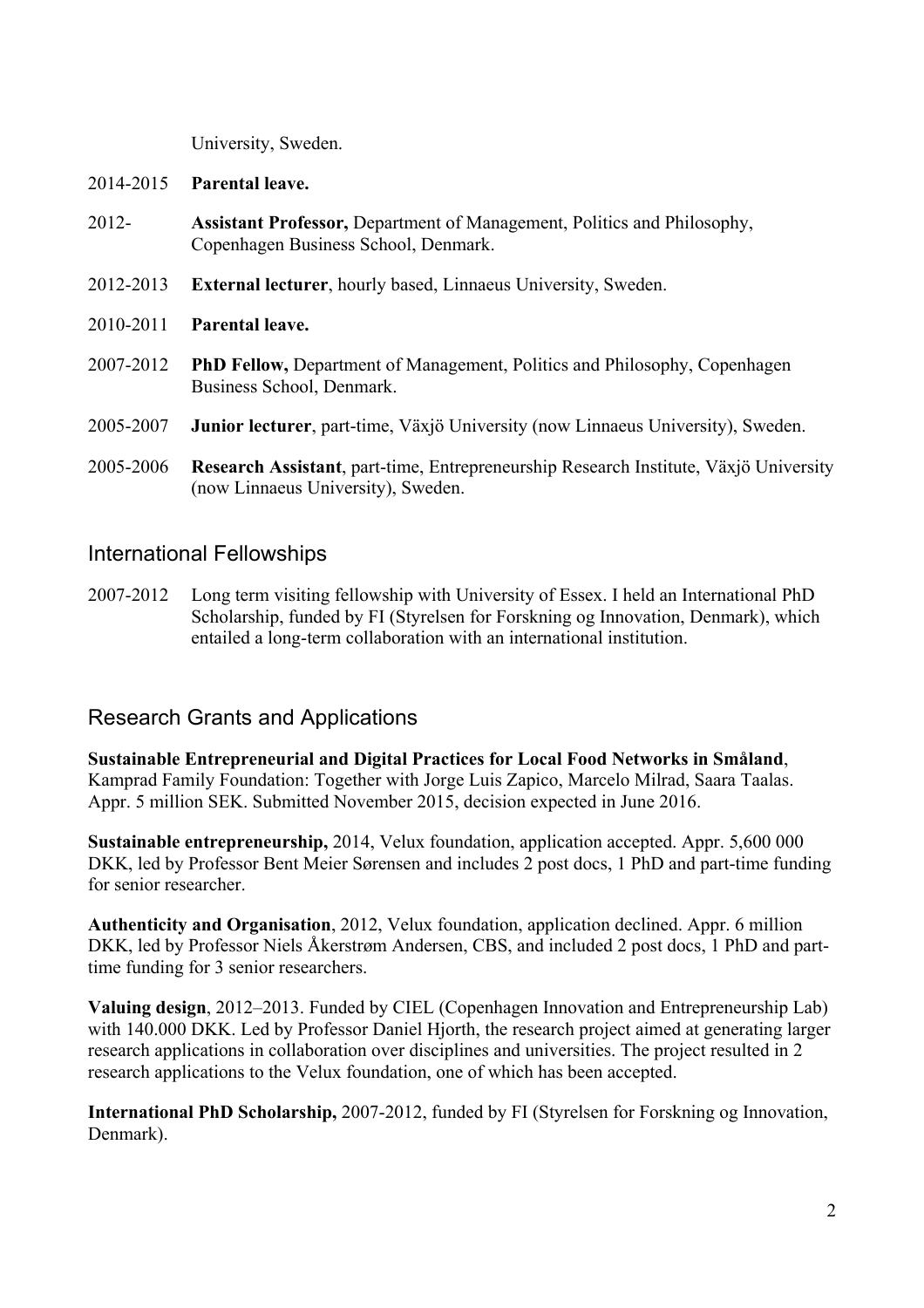University, Sweden.

2014-2015 **Parental leave.**

2012- **Assistant Professor,** Department of Management, Politics and Philosophy, Copenhagen Business School, Denmark.

2012-2013 **External lecturer**, hourly based, Linnaeus University, Sweden.

2010-2011 **Parental leave.**

2007-2012 **PhD Fellow,** Department of Management, Politics and Philosophy, Copenhagen Business School, Denmark.

2005-2007 **Junior lecturer**, part-time, Växjö University (now Linnaeus University), Sweden.

2005-2006 **Research Assistant**, part-time, Entrepreneurship Research Institute, Växjö University (now Linnaeus University), Sweden.

## International Fellowships

2007-2012 Long term visiting fellowship with University of Essex. I held an International PhD Scholarship, funded by FI (Styrelsen for Forskning og Innovation, Denmark), which entailed a long-term collaboration with an international institution.

## Research Grants and Applications

**Sustainable Entrepreneurial and Digital Practices for Local Food Networks in Småland**, Kamprad Family Foundation: Together with Jorge Luis Zapico, Marcelo Milrad, Saara Taalas. Appr. 5 million SEK. Submitted November 2015, decision expected in June 2016.

**Sustainable entrepreneurship,** 2014, Velux foundation, application accepted. Appr. 5,600 000 DKK, led by Professor Bent Meier Sørensen and includes 2 post docs, 1 PhD and part-time funding for senior researcher.

**Authenticity and Organisation**, 2012, Velux foundation, application declined. Appr. 6 million DKK, led by Professor Niels Åkerstrøm Andersen, CBS, and included 2 post docs, 1 PhD and part-time funding for 3 senior researchers.

**Valuing design**, 2012–2013. Funded by CIEL (Copenhagen Innovation and Entrepreneurship Lab) with 140.000 DKK. Led by Professor Daniel Hjorth, the research project aimed at generating larger research applications in collaboration over disciplines and universities. The project resulted in 2 research applications to the Velux foundation, one of which has been accepted.

**International PhD Scholarship,** 2007-2012, funded by FI (Styrelsen for Forskning og Innovation, Denmark).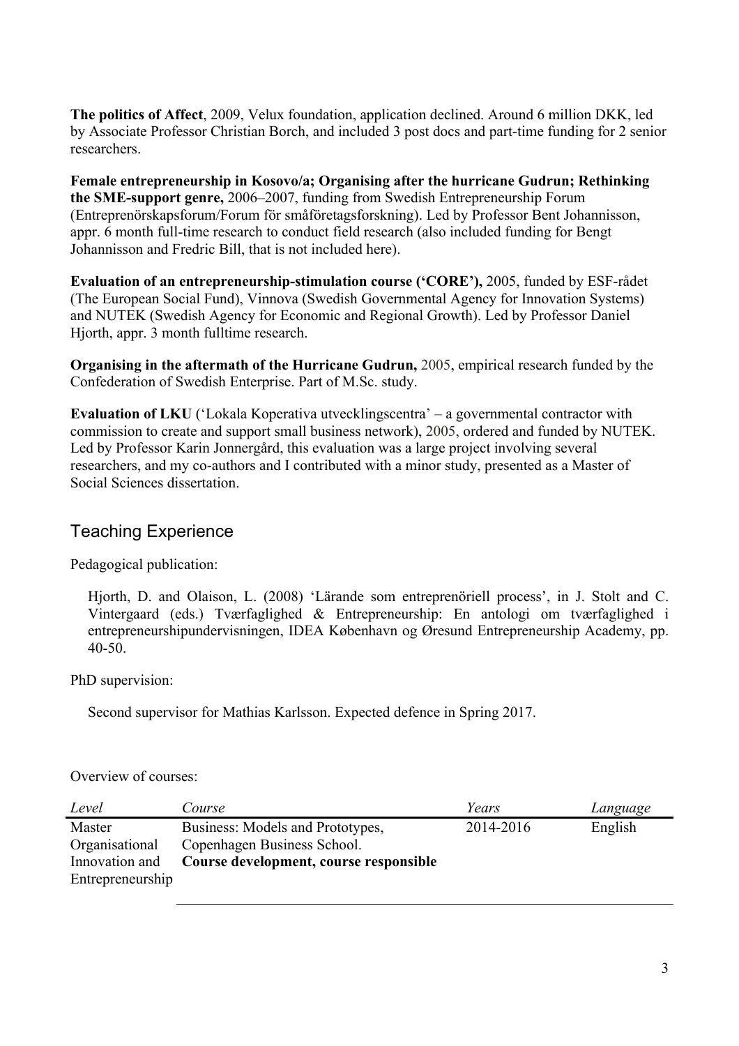**The politics of Affect**, 2009, Velux foundation, application declined. Around 6 million DKK, led by Associate Professor Christian Borch, and included 3 post docs and part-time funding for 2 senior researchers.

**Female entrepreneurship in Kosovo/a; Organising after the hurricane Gudrun; Rethinking the SME-support genre,** 2006–2007, funding from Swedish Entrepreneurship Forum (Entreprenörskapsforum/Forum för småföretagsforskning). Led by Professor Bent Johannisson, appr. 6 month full-time research to conduct field research (also included funding for Bengt Johannisson and Fredric Bill, that is not included here).

**Evaluation of an entrepreneurship-stimulation course ('CORE'),** 2005, funded by ESF-rådet (The European Social Fund), Vinnova (Swedish Governmental Agency for Innovation Systems) and NUTEK (Swedish Agency for Economic and Regional Growth). Led by Professor Daniel Hjorth, appr. 3 month fulltime research.

**Organising in the aftermath of the Hurricane Gudrun,** 2005, empirical research funded by the Confederation of Swedish Enterprise. Part of M.Sc. study.

**Evaluation of LKU** ('Lokala Koperativa utvecklingscentra' – a governmental contractor with commission to create and support small business network), 2005, ordered and funded by NUTEK. Led by Professor Karin Jonnergård, this evaluation was a large project involving several researchers, and my co-authors and I contributed with a minor study, presented as a Master of Social Sciences dissertation.

## Teaching Experience

Pedagogical publication:

Hjorth, D. and Olaison, L. (2008) 'Lärande som entreprenöriell process', in J. Stolt and C. Vintergaard (eds.) Tværfaglighed & Entrepreneurship: En antologi om tværfaglighed i entrepreneurshipundervisningen, IDEA København og Øresund Entrepreneurship Academy, pp. 40-50.

PhD supervision:

Second supervisor for Mathias Karlsson. Expected defence in Spring 2017.

Overview of courses:

| *Level* | *Course* | *Years* | *Language* |
|---|---|---|---|
| Master Organisational Innovation and Entrepreneurship | Business: Models and Prototypes, Copenhagen Business School. **Course development, course responsible** | 2014-2016 | English |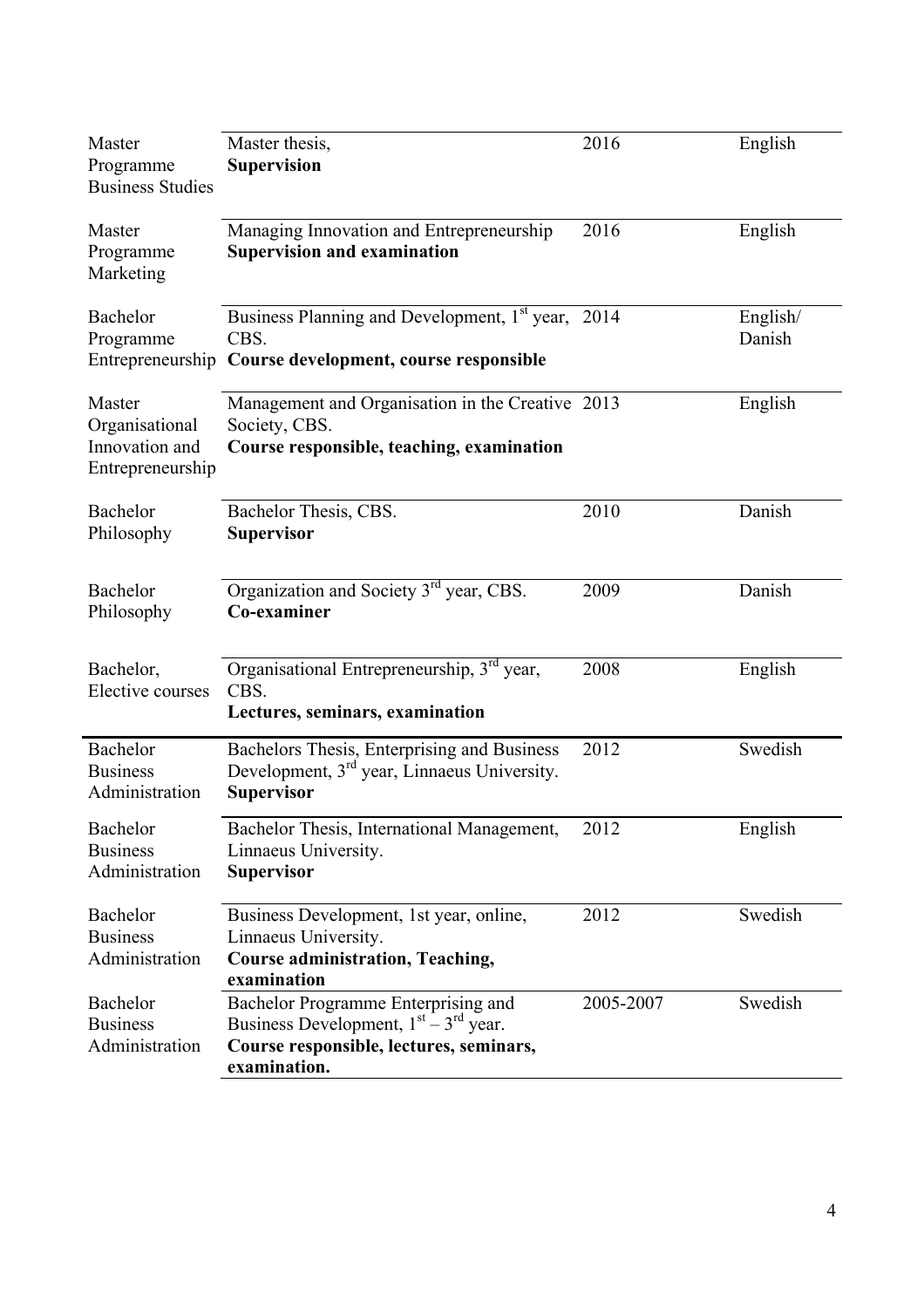| | | | |
|---|---|---|---|
| Master Programme Business Studies | Master thesis, **Supervision** | 2016 | English |
| Master Programme Marketing | Managing Innovation and Entrepreneurship **Supervision and examination** | 2016 | English |
| Bachelor Programme Entrepreneurship | Business Planning and Development, 1st year, CBS. **Course development, course responsible** | 2014 | English/ Danish |
| Master Organisational Innovation and Entrepreneurship | Management and Organisation in the Creative Society, CBS. **Course responsible, teaching, examination** | 2013 | English |
| Bachelor Philosophy | Bachelor Thesis, CBS. **Supervisor** | 2010 | Danish |
| Bachelor Philosophy | Organization and Society 3rd year, CBS. **Co-examiner** | 2009 | Danish |
| Bachelor, Elective courses | Organisational Entrepreneurship, 3rd year, CBS. **Lectures, seminars, examination** | 2008 | English |
| Bachelor Business Administration | Bachelors Thesis, Enterprising and Business Development, 3rd year, Linnaeus University. **Supervisor** | 2012 | Swedish |
| Bachelor Business Administration | Bachelor Thesis, International Management, Linnaeus University. **Supervisor** | 2012 | English |
| Bachelor Business Administration | Business Development, 1st year, online, Linnaeus University. **Course administration, Teaching, examination** | 2012 | Swedish |
| Bachelor Business Administration | Bachelor Programme Enterprising and Business Development, 1st – 3rd year. **Course responsible, lectures, seminars, examination.** | 2005-2007 | Swedish |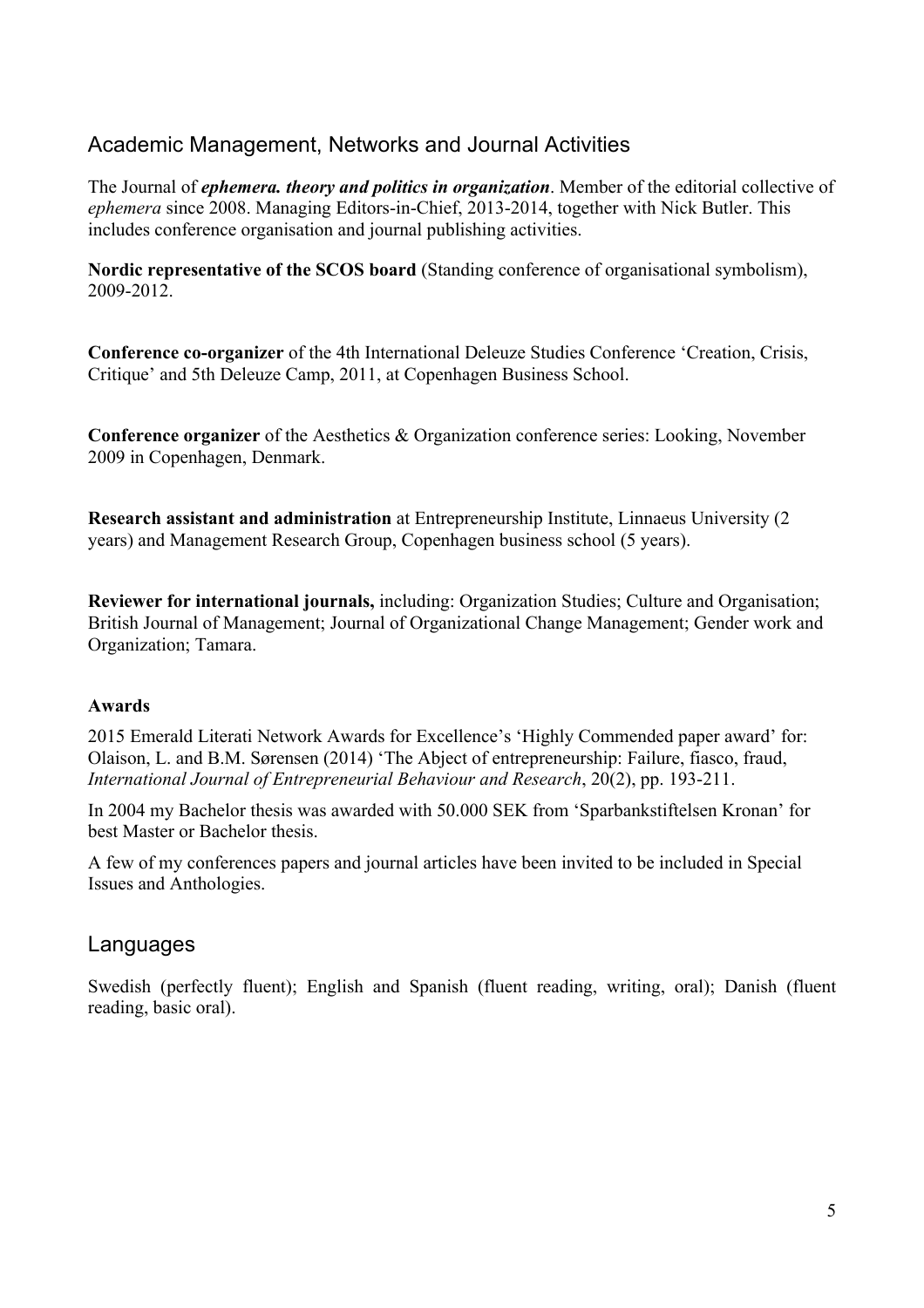## Academic Management, Networks and Journal Activities

The Journal of ***ephemera. theory and politics in organization***. Member of the editorial collective of *ephemera* since 2008. Managing Editors-in-Chief, 2013-2014, together with Nick Butler. This includes conference organisation and journal publishing activities.

**Nordic representative of the SCOS board** (Standing conference of organisational symbolism), 2009-2012.

**Conference co-organizer** of the 4th International Deleuze Studies Conference 'Creation, Crisis, Critique' and 5th Deleuze Camp, 2011, at Copenhagen Business School.

**Conference organizer** of the Aesthetics & Organization conference series: Looking, November 2009 in Copenhagen, Denmark.

**Research assistant and administration** at Entrepreneurship Institute, Linnaeus University (2 years) and Management Research Group, Copenhagen business school (5 years).

**Reviewer for international journals,** including: Organization Studies; Culture and Organisation; British Journal of Management; Journal of Organizational Change Management; Gender work and Organization; Tamara.

### Awards

2015 Emerald Literati Network Awards for Excellence's 'Highly Commended paper award' for: Olaison, L. and B.M. Sørensen (2014) 'The Abject of entrepreneurship: Failure, fiasco, fraud, *International Journal of Entrepreneurial Behaviour and Research*, 20(2), pp. 193-211.

In 2004 my Bachelor thesis was awarded with 50.000 SEK from 'Sparbankstiftelsen Kronan' for best Master or Bachelor thesis.

A few of my conferences papers and journal articles have been invited to be included in Special Issues and Anthologies.

## Languages

Swedish (perfectly fluent); English and Spanish (fluent reading, writing, oral); Danish (fluent reading, basic oral).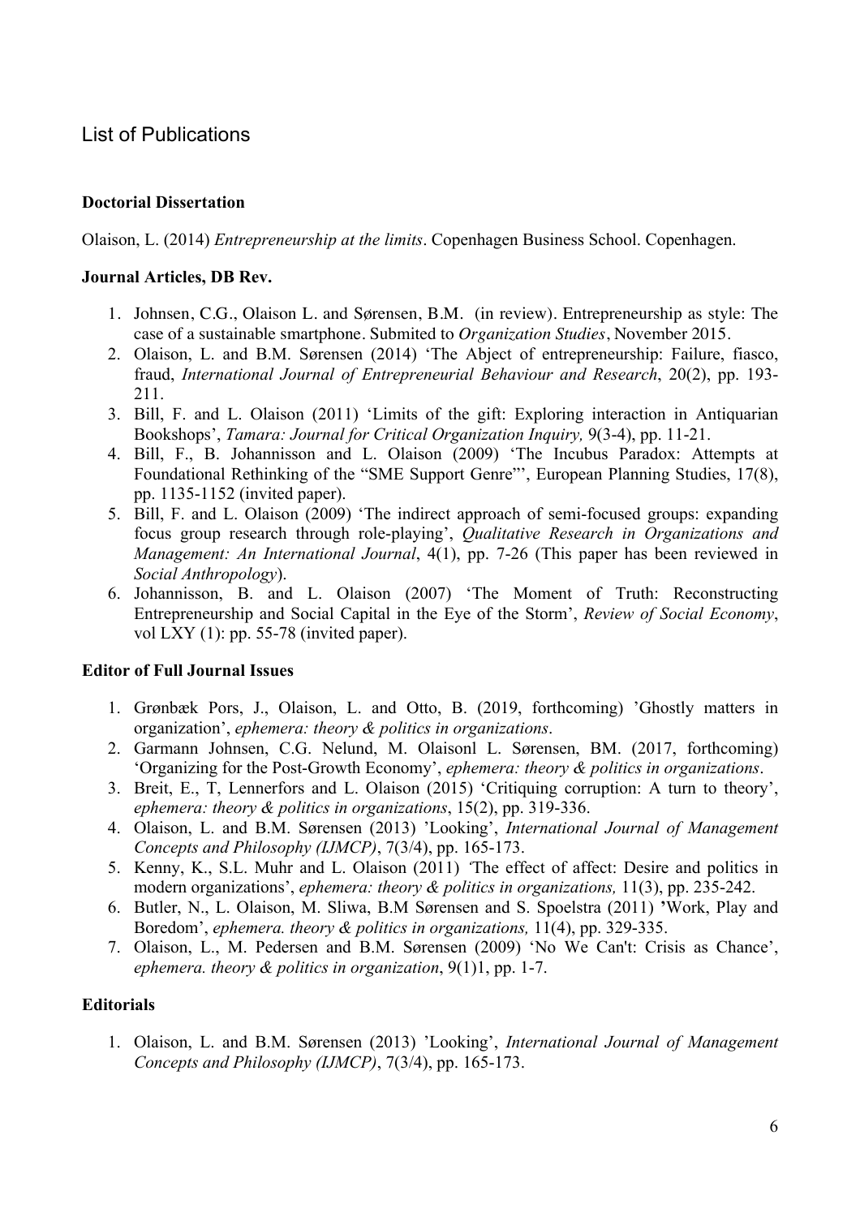## List of Publications

### Doctorial Dissertation

Olaison, L. (2014) *Entrepreneurship at the limits*. Copenhagen Business School. Copenhagen.

### Journal Articles, DB Rev.

1. Johnsen, C.G., Olaison L. and Sørensen, B.M. (in review). Entrepreneurship as style: The case of a sustainable smartphone. Submited to *Organization Studies*, November 2015.
2. Olaison, L. and B.M. Sørensen (2014) 'The Abject of entrepreneurship: Failure, fiasco, fraud, *International Journal of Entrepreneurial Behaviour and Research*, 20(2), pp. 193-211.
3. Bill, F. and L. Olaison (2011) 'Limits of the gift: Exploring interaction in Antiquarian Bookshops', *Tamara: Journal for Critical Organization Inquiry,* 9(3-4), pp. 11-21.
4. Bill, F., B. Johannisson and L. Olaison (2009) 'The Incubus Paradox: Attempts at Foundational Rethinking of the "SME Support Genre"', European Planning Studies, 17(8), pp. 1135-1152 (invited paper).
5. Bill, F. and L. Olaison (2009) 'The indirect approach of semi-focused groups: expanding focus group research through role-playing', *Qualitative Research in Organizations and Management: An International Journal*, 4(1), pp. 7-26 (This paper has been reviewed in *Social Anthropology*).
6. Johannisson, B. and L. Olaison (2007) 'The Moment of Truth: Reconstructing Entrepreneurship and Social Capital in the Eye of the Storm', *Review of Social Economy*, vol LXY (1): pp. 55-78 (invited paper).

### Editor of Full Journal Issues

1. Grønbæk Pors, J., Olaison, L. and Otto, B. (2019, forthcoming) 'Ghostly matters in organization', *ephemera: theory & politics in organizations*.
2. Garmann Johnsen, C.G. Nelund, M. Olaisonl L. Sørensen, BM. (2017, forthcoming) 'Organizing for the Post-Growth Economy', *ephemera: theory & politics in organizations*.
3. Breit, E., T, Lennerfors and L. Olaison (2015) 'Critiquing corruption: A turn to theory', *ephemera: theory & politics in organizations*, 15(2), pp. 319-336.
4. Olaison, L. and B.M. Sørensen (2013) 'Looking', *International Journal of Management Concepts and Philosophy (IJMCP)*, 7(3/4), pp. 165-173.
5. Kenny, K., S.L. Muhr and L. Olaison (2011) 'The effect of affect: Desire and politics in modern organizations', *ephemera: theory & politics in organizations,* 11(3), pp. 235-242.
6. Butler, N., L. Olaison, M. Sliwa, B.M Sørensen and S. Spoelstra (2011) 'Work, Play and Boredom', *ephemera. theory & politics in organizations,* 11(4), pp. 329-335.
7. Olaison, L., M. Pedersen and B.M. Sørensen (2009) 'No We Can't: Crisis as Chance', *ephemera. theory & politics in organization*, 9(1)1, pp. 1-7.

### Editorials

1. Olaison, L. and B.M. Sørensen (2013) 'Looking', *International Journal of Management Concepts and Philosophy (IJMCP)*, 7(3/4), pp. 165-173.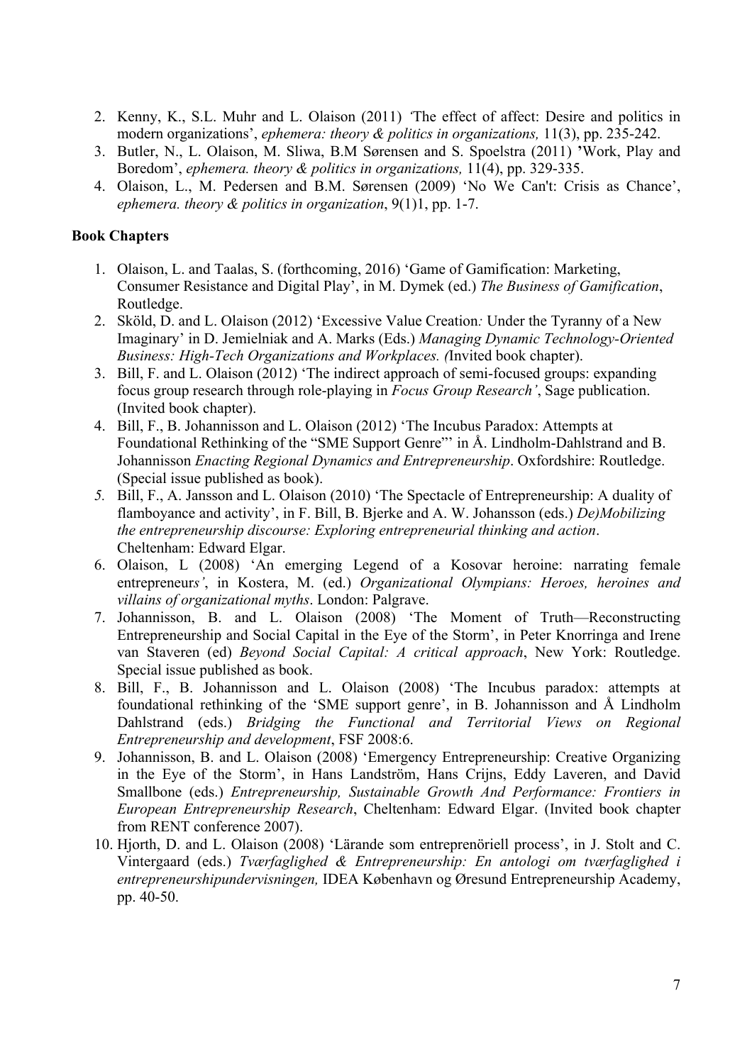2. Kenny, K., S.L. Muhr and L. Olaison (2011) *'*The effect of affect: Desire and politics in modern organizations', *ephemera: theory & politics in organizations,* 11(3), pp. 235-242.
3. Butler, N., L. Olaison, M. Sliwa, B.M Sørensen and S. Spoelstra (2011) **'**Work, Play and Boredom', *ephemera. theory & politics in organizations,* 11(4), pp. 329-335.
4. Olaison, L., M. Pedersen and B.M. Sørensen (2009) 'No We Can't: Crisis as Chance', *ephemera. theory & politics in organization*, 9(1)1, pp. 1-7.

**Book Chapters**

1. Olaison, L. and Taalas, S. (forthcoming, 2016) 'Game of Gamification: Marketing, Consumer Resistance and Digital Play', in M. Dymek (ed.) *The Business of Gamification*, Routledge.
2. Sköld, D. and L. Olaison (2012) 'Excessive Value Creation*:* Under the Tyranny of a New Imaginary' in D. Jemielniak and A. Marks (Eds.) *Managing Dynamic Technology-Oriented Business: High-Tech Organizations and Workplaces. (*Invited book chapter).
3. Bill, F. and L. Olaison (2012) 'The indirect approach of semi-focused groups: expanding focus group research through role-playing in *Focus Group Research'*, Sage publication. (Invited book chapter).
4. Bill, F., B. Johannisson and L. Olaison (2012) 'The Incubus Paradox: Attempts at Foundational Rethinking of the "SME Support Genre"' in Å. Lindholm-Dahlstrand and B. Johannisson *Enacting Regional Dynamics and Entrepreneurship*. Oxfordshire: Routledge. (Special issue published as book).
5. Bill, F., A. Jansson and L. Olaison (2010) 'The Spectacle of Entrepreneurship: A duality of flamboyance and activity', in F. Bill, B. Bjerke and A. W. Johansson (eds.) *De)Mobilizing the entrepreneurship discourse: Exploring entrepreneurial thinking and action*. Cheltenham: Edward Elgar.
6. Olaison, L (2008) 'An emerging Legend of a Kosovar heroine: narrating female entrepreneur*s'*, in Kostera, M. (ed.) *Organizational Olympians: Heroes, heroines and villains of organizational myths*. London: Palgrave.
7. Johannisson, B. and L. Olaison (2008) 'The Moment of Truth—Reconstructing Entrepreneurship and Social Capital in the Eye of the Storm', in Peter Knorringa and Irene van Staveren (ed) *Beyond Social Capital: A critical approach*, New York: Routledge. Special issue published as book.
8. Bill, F., B. Johannisson and L. Olaison (2008) 'The Incubus paradox: attempts at foundational rethinking of the 'SME support genre', in B. Johannisson and Å Lindholm Dahlstrand (eds.) *Bridging the Functional and Territorial Views on Regional Entrepreneurship and development*, FSF 2008:6.
9. Johannisson, B. and L. Olaison (2008) 'Emergency Entrepreneurship: Creative Organizing in the Eye of the Storm', in Hans Landström, Hans Crijns, Eddy Laveren, and David Smallbone (eds.) *Entrepreneurship, Sustainable Growth And Performance: Frontiers in European Entrepreneurship Research*, Cheltenham: Edward Elgar. (Invited book chapter from RENT conference 2007).
10. Hjorth, D. and L. Olaison (2008) 'Lärande som entreprenöriell process', in J. Stolt and C. Vintergaard (eds.) *Tværfaglighed & Entrepreneurship: En antologi om tværfaglighed i entrepreneurshipundervisningen,* IDEA København og Øresund Entrepreneurship Academy, pp. 40-50.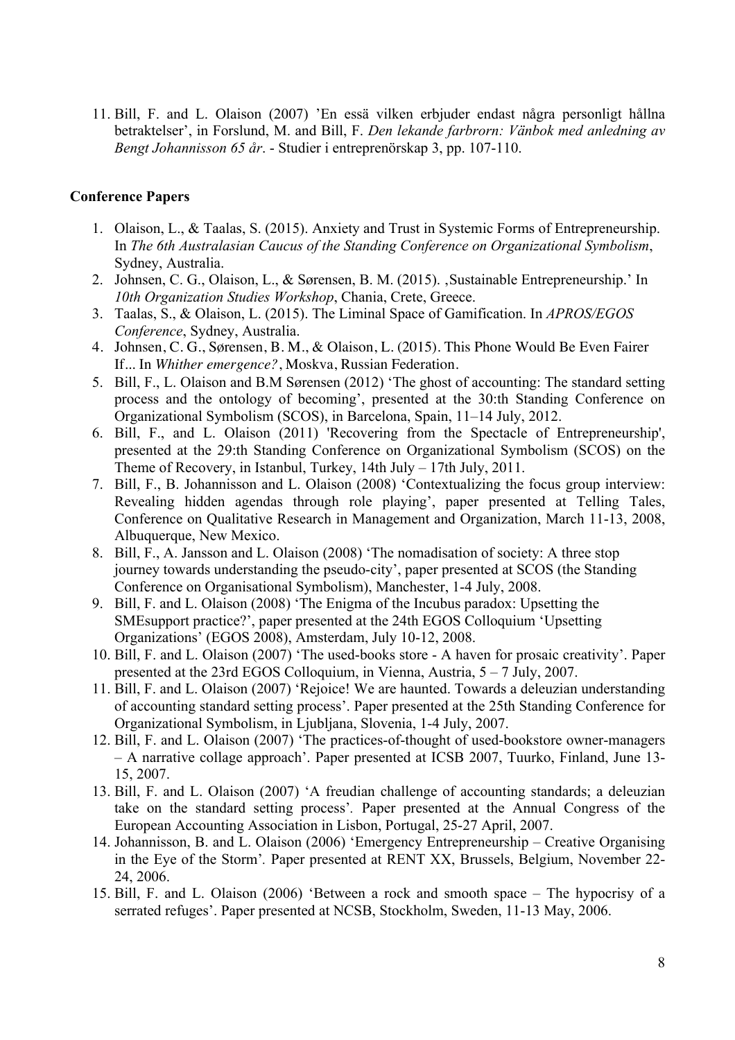11. Bill, F. and L. Olaison (2007) 'En essä vilken erbjuder endast några personligt hållna betraktelser', in Forslund, M. and Bill, F. *Den lekande farbrorn: Vänbok med anledning av Bengt Johannisson 65 år*. - Studier i entreprenörskap 3, pp. 107-110.

### Conference Papers

1. Olaison, L., & Taalas, S. (2015). Anxiety and Trust in Systemic Forms of Entrepreneurship. In *The 6th Australasian Caucus of the Standing Conference on Organizational Symbolism*, Sydney, Australia.
2. Johnsen, C. G., Olaison, L., & Sørensen, B. M. (2015). ‚Sustainable Entrepreneurship.' In *10th Organization Studies Workshop*, Chania, Crete, Greece.
3. Taalas, S., & Olaison, L. (2015). The Liminal Space of Gamification. In *APROS/EGOS Conference*, Sydney, Australia.
4. Johnsen, C. G., Sørensen, B. M., & Olaison, L. (2015). This Phone Would Be Even Fairer If... In *Whither emergence?*, Moskva, Russian Federation.
5. Bill, F., L. Olaison and B.M Sørensen (2012) 'The ghost of accounting: The standard setting process and the ontology of becoming', presented at the 30:th Standing Conference on Organizational Symbolism (SCOS), in Barcelona, Spain, 11–14 July, 2012.
6. Bill, F., and L. Olaison (2011) 'Recovering from the Spectacle of Entrepreneurship', presented at the 29:th Standing Conference on Organizational Symbolism (SCOS) on the Theme of Recovery, in Istanbul, Turkey, 14th July – 17th July, 2011.
7. Bill, F., B. Johannisson and L. Olaison (2008) 'Contextualizing the focus group interview: Revealing hidden agendas through role playing', paper presented at Telling Tales, Conference on Qualitative Research in Management and Organization, March 11-13, 2008, Albuquerque, New Mexico.
8. Bill, F., A. Jansson and L. Olaison (2008) 'The nomadisation of society: A three stop journey towards understanding the pseudo-city', paper presented at SCOS (the Standing Conference on Organisational Symbolism), Manchester, 1-4 July, 2008.
9. Bill, F. and L. Olaison (2008) 'The Enigma of the Incubus paradox: Upsetting the SMEsupport practice?', paper presented at the 24th EGOS Colloquium 'Upsetting Organizations' (EGOS 2008), Amsterdam, July 10-12, 2008.
10. Bill, F. and L. Olaison (2007) 'The used-books store - A haven for prosaic creativity'. Paper presented at the 23rd EGOS Colloquium, in Vienna, Austria, 5 – 7 July, 2007.
11. Bill, F. and L. Olaison (2007) 'Rejoice! We are haunted. Towards a deleuzian understanding of accounting standard setting process'. Paper presented at the 25th Standing Conference for Organizational Symbolism, in Ljubljana, Slovenia, 1-4 July, 2007.
12. Bill, F. and L. Olaison (2007) 'The practices-of-thought of used-bookstore owner-managers – A narrative collage approach'. Paper presented at ICSB 2007, Tuurko, Finland, June 13-15, 2007.
13. Bill, F. and L. Olaison (2007) 'A freudian challenge of accounting standards; a deleuzian take on the standard setting process'. Paper presented at the Annual Congress of the European Accounting Association in Lisbon, Portugal, 25-27 April, 2007.
14. Johannisson, B. and L. Olaison (2006) 'Emergency Entrepreneurship – Creative Organising in the Eye of the Storm'. Paper presented at RENT XX, Brussels, Belgium, November 22-24, 2006.
15. Bill, F. and L. Olaison (2006) 'Between a rock and smooth space – The hypocrisy of a serrated refuges'. Paper presented at NCSB, Stockholm, Sweden, 11-13 May, 2006.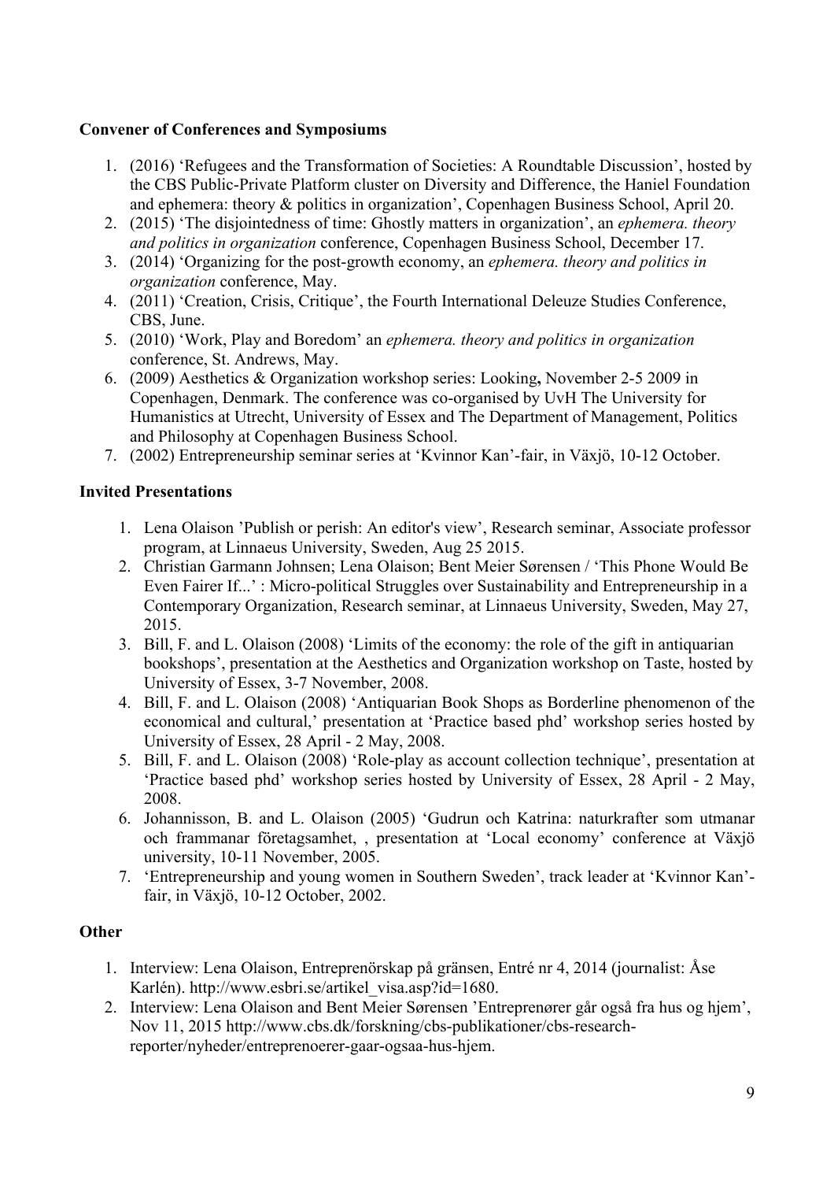**Convener of Conferences and Symposiums**

1. (2016) 'Refugees and the Transformation of Societies: A Roundtable Discussion', hosted by the CBS Public-Private Platform cluster on Diversity and Difference, the Haniel Foundation and ephemera: theory & politics in organization', Copenhagen Business School, April 20.
2. (2015) 'The disjointedness of time: Ghostly matters in organization', an *ephemera. theory and politics in organization* conference, Copenhagen Business School, December 17.
3. (2014) 'Organizing for the post-growth economy, an *ephemera. theory and politics in organization* conference, May.
4. (2011) 'Creation, Crisis, Critique', the Fourth International Deleuze Studies Conference, CBS, June.
5. (2010) 'Work, Play and Boredom' an *ephemera. theory and politics in organization* conference, St. Andrews, May.
6. (2009) Aesthetics & Organization workshop series: Looking**,** November 2-5 2009 in Copenhagen, Denmark. The conference was co-organised by UvH The University for Humanistics at Utrecht, University of Essex and The Department of Management, Politics and Philosophy at Copenhagen Business School.
7. (2002) Entrepreneurship seminar series at 'Kvinnor Kan'-fair, in Växjö, 10-12 October.

**Invited Presentations**

1. Lena Olaison 'Publish or perish: An editor's view', Research seminar, Associate professor program, at Linnaeus University, Sweden, Aug 25 2015.
2. Christian Garmann Johnsen; Lena Olaison; Bent Meier Sørensen / 'This Phone Would Be Even Fairer If...' : Micro-political Struggles over Sustainability and Entrepreneurship in a Contemporary Organization, Research seminar, at Linnaeus University, Sweden, May 27, 2015.
3. Bill, F. and L. Olaison (2008) 'Limits of the economy: the role of the gift in antiquarian bookshops', presentation at the Aesthetics and Organization workshop on Taste, hosted by University of Essex, 3-7 November, 2008.
4. Bill, F. and L. Olaison (2008) 'Antiquarian Book Shops as Borderline phenomenon of the economical and cultural,' presentation at 'Practice based phd' workshop series hosted by University of Essex, 28 April - 2 May, 2008.
5. Bill, F. and L. Olaison (2008) 'Role-play as account collection technique', presentation at 'Practice based phd' workshop series hosted by University of Essex, 28 April - 2 May, 2008.
6. Johannisson, B. and L. Olaison (2005) 'Gudrun och Katrina: naturkrafter som utmanar och frammanar företagsamhet, , presentation at 'Local economy' conference at Växjö university, 10-11 November, 2005.
7. 'Entrepreneurship and young women in Southern Sweden', track leader at 'Kvinnor Kan'-fair, in Växjö, 10-12 October, 2002.

**Other**

1. Interview: Lena Olaison, Entreprenörskap på gränsen, Entré nr 4, 2014 (journalist: Åse Karlén). http://www.esbri.se/artikel_visa.asp?id=1680.
2. Interview: Lena Olaison and Bent Meier Sørensen 'Entreprenører går også fra hus og hjem', Nov 11, 2015 http://www.cbs.dk/forskning/cbs-publikationer/cbs-research-reporter/nyheder/entreprenoerer-gaar-ogsaa-hus-hjem.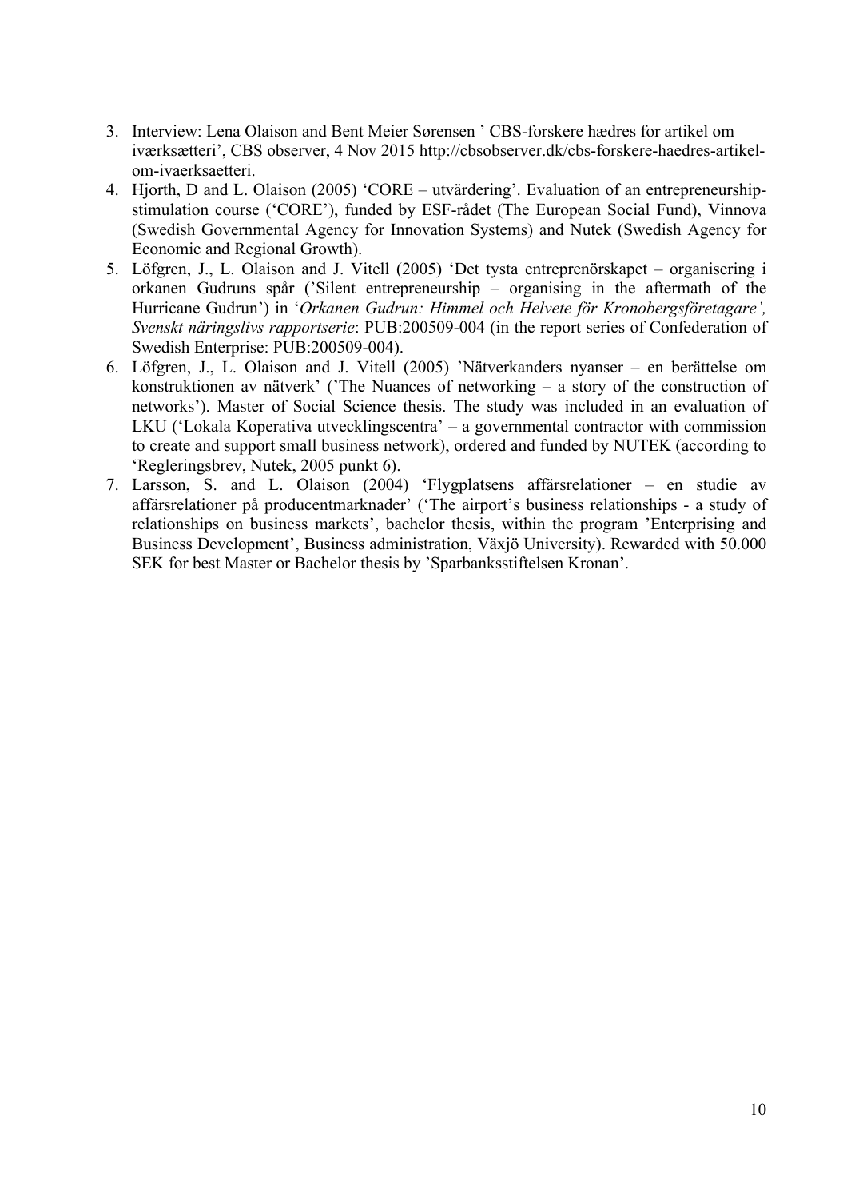3. Interview: Lena Olaison and Bent Meier Sørensen ' CBS-forskere hædres for artikel om iværksætteri', CBS observer, 4 Nov 2015 http://cbsobserver.dk/cbs-forskere-haedres-artikel-om-ivaerksaetteri.
4. Hjorth, D and L. Olaison (2005) 'CORE – utvärdering'. Evaluation of an entrepreneurship-stimulation course ('CORE'), funded by ESF-rådet (The European Social Fund), Vinnova (Swedish Governmental Agency for Innovation Systems) and Nutek (Swedish Agency for Economic and Regional Growth).
5. Löfgren, J., L. Olaison and J. Vitell (2005) 'Det tysta entreprenörskapet – organisering i orkanen Gudruns spår ('Silent entrepreneurship – organising in the aftermath of the Hurricane Gudrun') in '*Orkanen Gudrun: Himmel och Helvete för Kronobergsföretagare', Svenskt näringslivs rapportserie*: PUB:200509-004 (in the report series of Confederation of Swedish Enterprise: PUB:200509-004).
6. Löfgren, J., L. Olaison and J. Vitell (2005) 'Nätverkanders nyanser – en berättelse om konstruktionen av nätverk' ('The Nuances of networking – a story of the construction of networks'). Master of Social Science thesis. The study was included in an evaluation of LKU ('Lokala Koperativa utvecklingscentra' – a governmental contractor with commission to create and support small business network), ordered and funded by NUTEK (according to 'Regleringsbrev, Nutek, 2005 punkt 6).
7. Larsson, S. and L. Olaison (2004) 'Flygplatsens affärsrelationer – en studie av affärsrelationer på producentmarknader' ('The airport's business relationships - a study of relationships on business markets', bachelor thesis, within the program 'Enterprising and Business Development', Business administration, Växjö University). Rewarded with 50.000 SEK for best Master or Bachelor thesis by 'Sparbanksstiftelsen Kronan'.